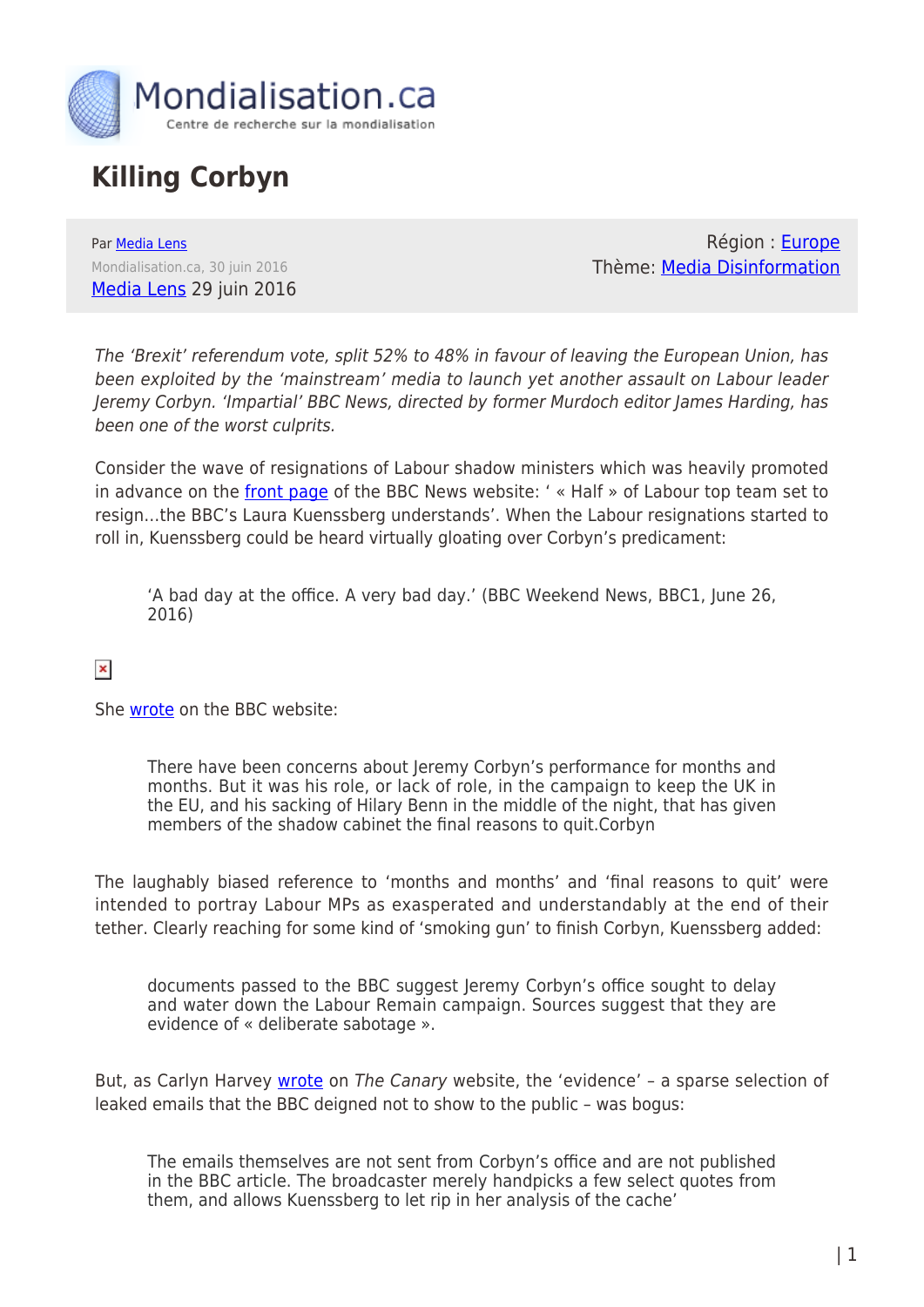Mondialisation.ca

Centre de recherche sur la mondialisation

# Killing Corbyn

Par Media Lens
Mondialisation.ca, 30 juin 2016
Media Lens 29 juin 2016

Région : Europe
Thème: Media Disinformation

*The 'Brexit' referendum vote, split 52% to 48% in favour of leaving the European Union, has been exploited by the 'mainstream' media to launch yet another assault on Labour leader Jeremy Corbyn. 'Impartial' BBC News, directed by former Murdoch editor James Harding, has been one of the worst culprits.*

Consider the wave of resignations of Labour shadow ministers which was heavily promoted in advance on the front page of the BBC News website: ' « Half » of Labour top team set to resign…the BBC's Laura Kuenssberg understands'. When the Labour resignations started to roll in, Kuenssberg could be heard virtually gloating over Corbyn's predicament:

> 'A bad day at the office. A very bad day.' (BBC Weekend News, BBC1, June 26, 2016)

She wrote on the BBC website:

> There have been concerns about Jeremy Corbyn's performance for months and months. But it was his role, or lack of role, in the campaign to keep the UK in the EU, and his sacking of Hilary Benn in the middle of the night, that has given members of the shadow cabinet the final reasons to quit.Corbyn

The laughably biased reference to 'months and months' and 'final reasons to quit' were intended to portray Labour MPs as exasperated and understandably at the end of their tether. Clearly reaching for some kind of 'smoking gun' to finish Corbyn, Kuenssberg added:

> documents passed to the BBC suggest Jeremy Corbyn's office sought to delay and water down the Labour Remain campaign. Sources suggest that they are evidence of « deliberate sabotage ».

But, as Carlyn Harvey wrote on *The Canary* website, the 'evidence' – a sparse selection of leaked emails that the BBC deigned not to show to the public – was bogus:

> The emails themselves are not sent from Corbyn's office and are not published in the BBC article. The broadcaster merely handpicks a few select quotes from them, and allows Kuenssberg to let rip in her analysis of the cache'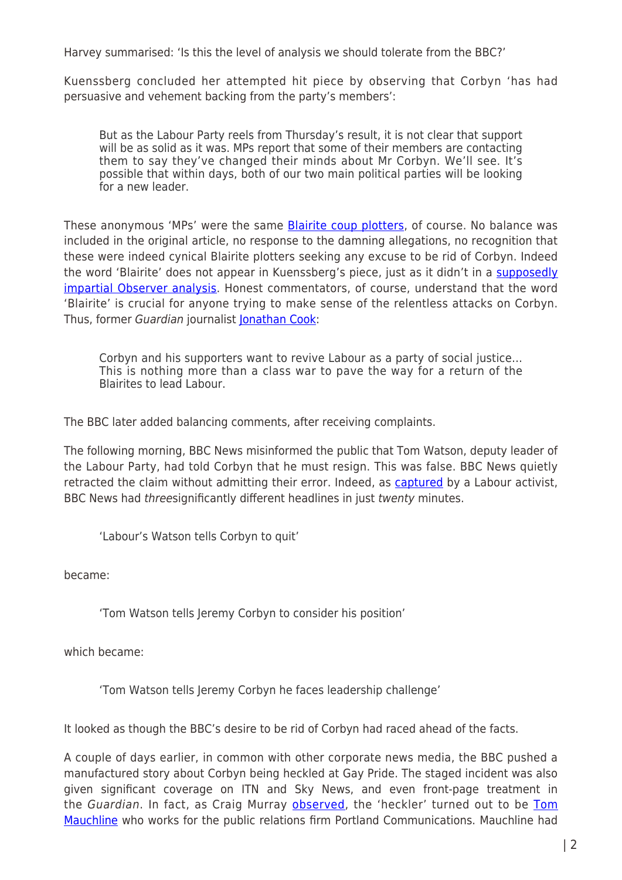Harvey summarised: 'Is this the level of analysis we should tolerate from the BBC?'

Kuenssberg concluded her attempted hit piece by observing that Corbyn 'has had persuasive and vehement backing from the party's members':

> But as the Labour Party reels from Thursday's result, it is not clear that support will be as solid as it was. MPs report that some of their members are contacting them to say they've changed their minds about Mr Corbyn. We'll see. It's possible that within days, both of our two main political parties will be looking for a new leader.

These anonymous 'MPs' were the same Blairite coup plotters, of course. No balance was included in the original article, no response to the damning allegations, no recognition that these were indeed cynical Blairite plotters seeking any excuse to be rid of Corbyn. Indeed the word 'Blairite' does not appear in Kuenssberg's piece, just as it didn't in a supposedly impartial Observer analysis. Honest commentators, of course, understand that the word 'Blairite' is crucial for anyone trying to make sense of the relentless attacks on Corbyn. Thus, former *Guardian* journalist Jonathan Cook:

> Corbyn and his supporters want to revive Labour as a party of social justice… This is nothing more than a class war to pave the way for a return of the Blairites to lead Labour.

The BBC later added balancing comments, after receiving complaints.

The following morning, BBC News misinformed the public that Tom Watson, deputy leader of the Labour Party, had told Corbyn that he must resign. This was false. BBC News quietly retracted the claim without admitting their error. Indeed, as captured by a Labour activist, BBC News had *three*significantly different headlines in just *twenty* minutes.

> 'Labour's Watson tells Corbyn to quit'

became:

> 'Tom Watson tells Jeremy Corbyn to consider his position'

which became:

> 'Tom Watson tells Jeremy Corbyn he faces leadership challenge'

It looked as though the BBC's desire to be rid of Corbyn had raced ahead of the facts.

A couple of days earlier, in common with other corporate news media, the BBC pushed a manufactured story about Corbyn being heckled at Gay Pride. The staged incident was also given significant coverage on ITN and Sky News, and even front-page treatment in the *Guardian*. In fact, as Craig Murray observed, the 'heckler' turned out to be Tom Mauchline who works for the public relations firm Portland Communications. Mauchline had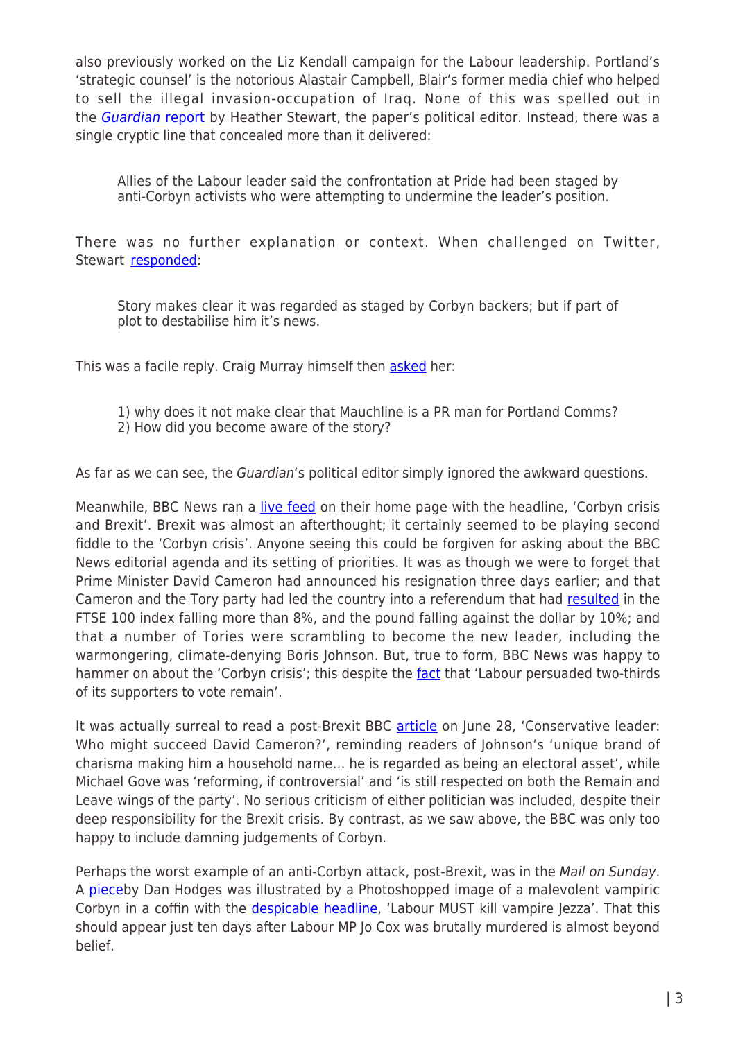also previously worked on the Liz Kendall campaign for the Labour leadership. Portland's 'strategic counsel' is the notorious Alastair Campbell, Blair's former media chief who helped to sell the illegal invasion-occupation of Iraq. None of this was spelled out in the *Guardian* report by Heather Stewart, the paper's political editor. Instead, there was a single cryptic line that concealed more than it delivered:

> Allies of the Labour leader said the confrontation at Pride had been staged by anti-Corbyn activists who were attempting to undermine the leader's position.

There was no further explanation or context. When challenged on Twitter, Stewart responded:

> Story makes clear it was regarded as staged by Corbyn backers; but if part of plot to destabilise him it's news.

This was a facile reply. Craig Murray himself then asked her:

> 1) why does it not make clear that Mauchline is a PR man for Portland Comms?
> 2) How did you become aware of the story?

As far as we can see, the *Guardian*'s political editor simply ignored the awkward questions.

Meanwhile, BBC News ran a live feed on their home page with the headline, 'Corbyn crisis and Brexit'. Brexit was almost an afterthought; it certainly seemed to be playing second fiddle to the 'Corbyn crisis'. Anyone seeing this could be forgiven for asking about the BBC News editorial agenda and its setting of priorities. It was as though we were to forget that Prime Minister David Cameron had announced his resignation three days earlier; and that Cameron and the Tory party had led the country into a referendum that had resulted in the FTSE 100 index falling more than 8%, and the pound falling against the dollar by 10%; and that a number of Tories were scrambling to become the new leader, including the warmongering, climate-denying Boris Johnson. But, true to form, BBC News was happy to hammer on about the 'Corbyn crisis'; this despite the fact that 'Labour persuaded two-thirds of its supporters to vote remain'.

It was actually surreal to read a post-Brexit BBC article on June 28, 'Conservative leader: Who might succeed David Cameron?', reminding readers of Johnson's 'unique brand of charisma making him a household name… he is regarded as being an electoral asset', while Michael Gove was 'reforming, if controversial' and 'is still respected on both the Remain and Leave wings of the party'. No serious criticism of either politician was included, despite their deep responsibility for the Brexit crisis. By contrast, as we saw above, the BBC was only too happy to include damning judgements of Corbyn.

Perhaps the worst example of an anti-Corbyn attack, post-Brexit, was in the *Mail on Sunday*. A pieceby Dan Hodges was illustrated by a Photoshopped image of a malevolent vampiric Corbyn in a coffin with the despicable headline, 'Labour MUST kill vampire Jezza'. That this should appear just ten days after Labour MP Jo Cox was brutally murdered is almost beyond belief.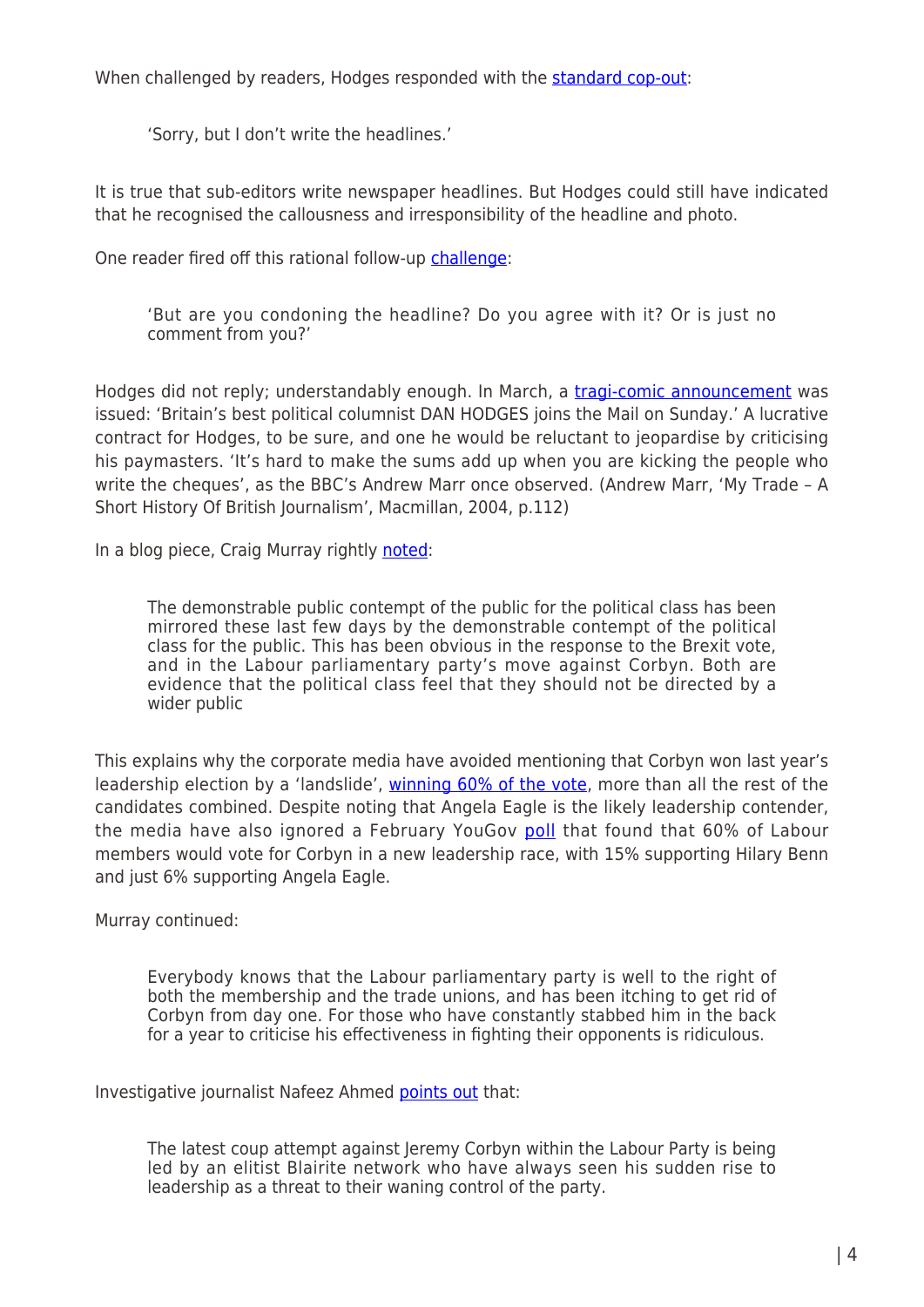When challenged by readers, Hodges responded with the standard cop-out:

> 'Sorry, but I don't write the headlines.'

It is true that sub-editors write newspaper headlines. But Hodges could still have indicated that he recognised the callousness and irresponsibility of the headline and photo.

One reader fired off this rational follow-up challenge:

> 'But are you condoning the headline? Do you agree with it? Or is just no comment from you?'

Hodges did not reply; understandably enough. In March, a tragi-comic announcement was issued: 'Britain's best political columnist DAN HODGES joins the Mail on Sunday.' A lucrative contract for Hodges, to be sure, and one he would be reluctant to jeopardise by criticising his paymasters. 'It's hard to make the sums add up when you are kicking the people who write the cheques', as the BBC's Andrew Marr once observed. (Andrew Marr, 'My Trade – A Short History Of British Journalism', Macmillan, 2004, p.112)

In a blog piece, Craig Murray rightly noted:

> The demonstrable public contempt of the public for the political class has been mirrored these last few days by the demonstrable contempt of the political class for the public. This has been obvious in the response to the Brexit vote, and in the Labour parliamentary party's move against Corbyn. Both are evidence that the political class feel that they should not be directed by a wider public

This explains why the corporate media have avoided mentioning that Corbyn won last year's leadership election by a 'landslide', winning 60% of the vote, more than all the rest of the candidates combined. Despite noting that Angela Eagle is the likely leadership contender, the media have also ignored a February YouGov poll that found that 60% of Labour members would vote for Corbyn in a new leadership race, with 15% supporting Hilary Benn and just 6% supporting Angela Eagle.

Murray continued:

> Everybody knows that the Labour parliamentary party is well to the right of both the membership and the trade unions, and has been itching to get rid of Corbyn from day one. For those who have constantly stabbed him in the back for a year to criticise his effectiveness in fighting their opponents is ridiculous.

Investigative journalist Nafeez Ahmed points out that:

> The latest coup attempt against Jeremy Corbyn within the Labour Party is being led by an elitist Blairite network who have always seen his sudden rise to leadership as a threat to their waning control of the party.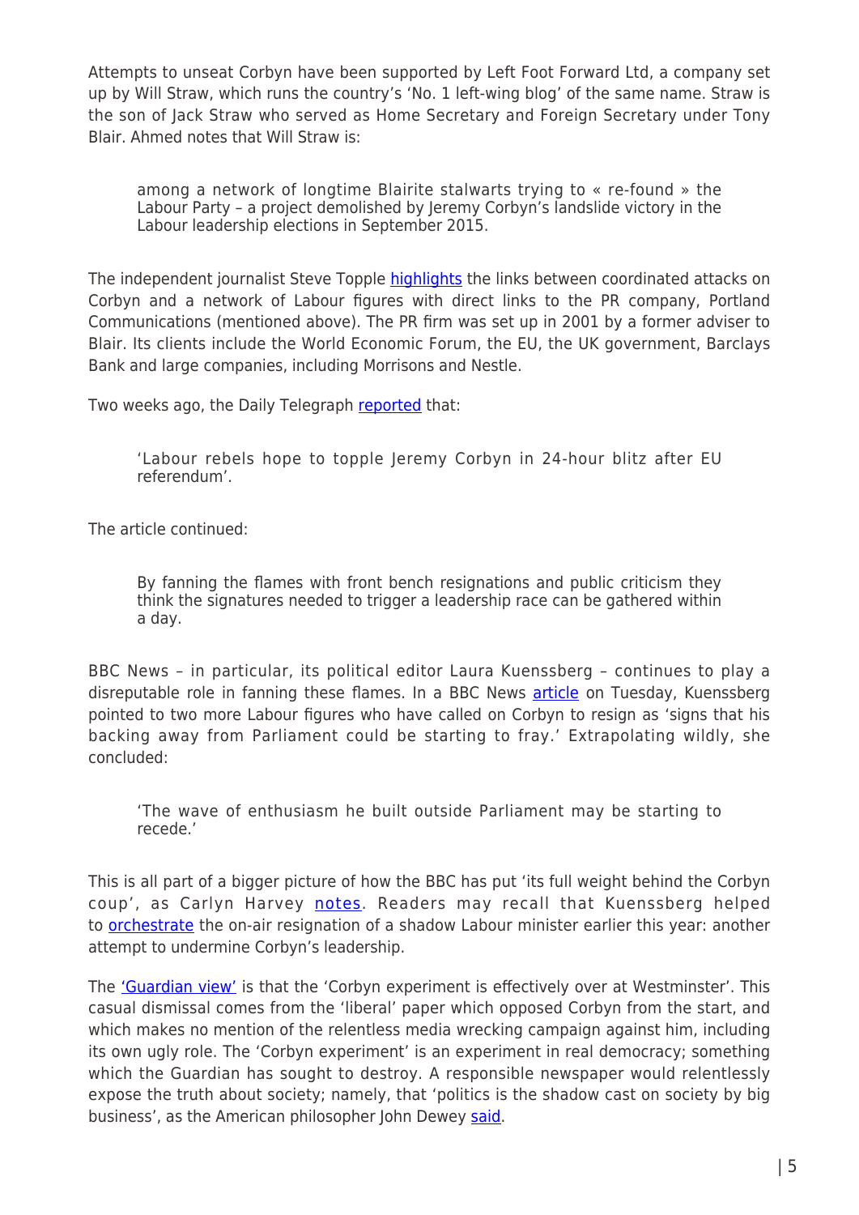Attempts to unseat Corbyn have been supported by Left Foot Forward Ltd, a company set up by Will Straw, which runs the country's 'No. 1 left-wing blog' of the same name. Straw is the son of Jack Straw who served as Home Secretary and Foreign Secretary under Tony Blair. Ahmed notes that Will Straw is:

> among a network of longtime Blairite stalwarts trying to « re-found » the Labour Party – a project demolished by Jeremy Corbyn's landslide victory in the Labour leadership elections in September 2015.

The independent journalist Steve Topple highlights the links between coordinated attacks on Corbyn and a network of Labour figures with direct links to the PR company, Portland Communications (mentioned above). The PR firm was set up in 2001 by a former adviser to Blair. Its clients include the World Economic Forum, the EU, the UK government, Barclays Bank and large companies, including Morrisons and Nestle.

Two weeks ago, the Daily Telegraph reported that:

> 'Labour rebels hope to topple Jeremy Corbyn in 24-hour blitz after EU referendum'.

The article continued:

> By fanning the flames with front bench resignations and public criticism they think the signatures needed to trigger a leadership race can be gathered within a day.

BBC News – in particular, its political editor Laura Kuenssberg – continues to play a disreputable role in fanning these flames. In a BBC News article on Tuesday, Kuenssberg pointed to two more Labour figures who have called on Corbyn to resign as 'signs that his backing away from Parliament could be starting to fray.' Extrapolating wildly, she concluded:

> 'The wave of enthusiasm he built outside Parliament may be starting to recede.'

This is all part of a bigger picture of how the BBC has put 'its full weight behind the Corbyn coup', as Carlyn Harvey notes. Readers may recall that Kuenssberg helped to orchestrate the on-air resignation of a shadow Labour minister earlier this year: another attempt to undermine Corbyn's leadership.

The 'Guardian view' is that the 'Corbyn experiment is effectively over at Westminster'. This casual dismissal comes from the 'liberal' paper which opposed Corbyn from the start, and which makes no mention of the relentless media wrecking campaign against him, including its own ugly role. The 'Corbyn experiment' is an experiment in real democracy; something which the Guardian has sought to destroy. A responsible newspaper would relentlessly expose the truth about society; namely, that 'politics is the shadow cast on society by big business', as the American philosopher John Dewey said.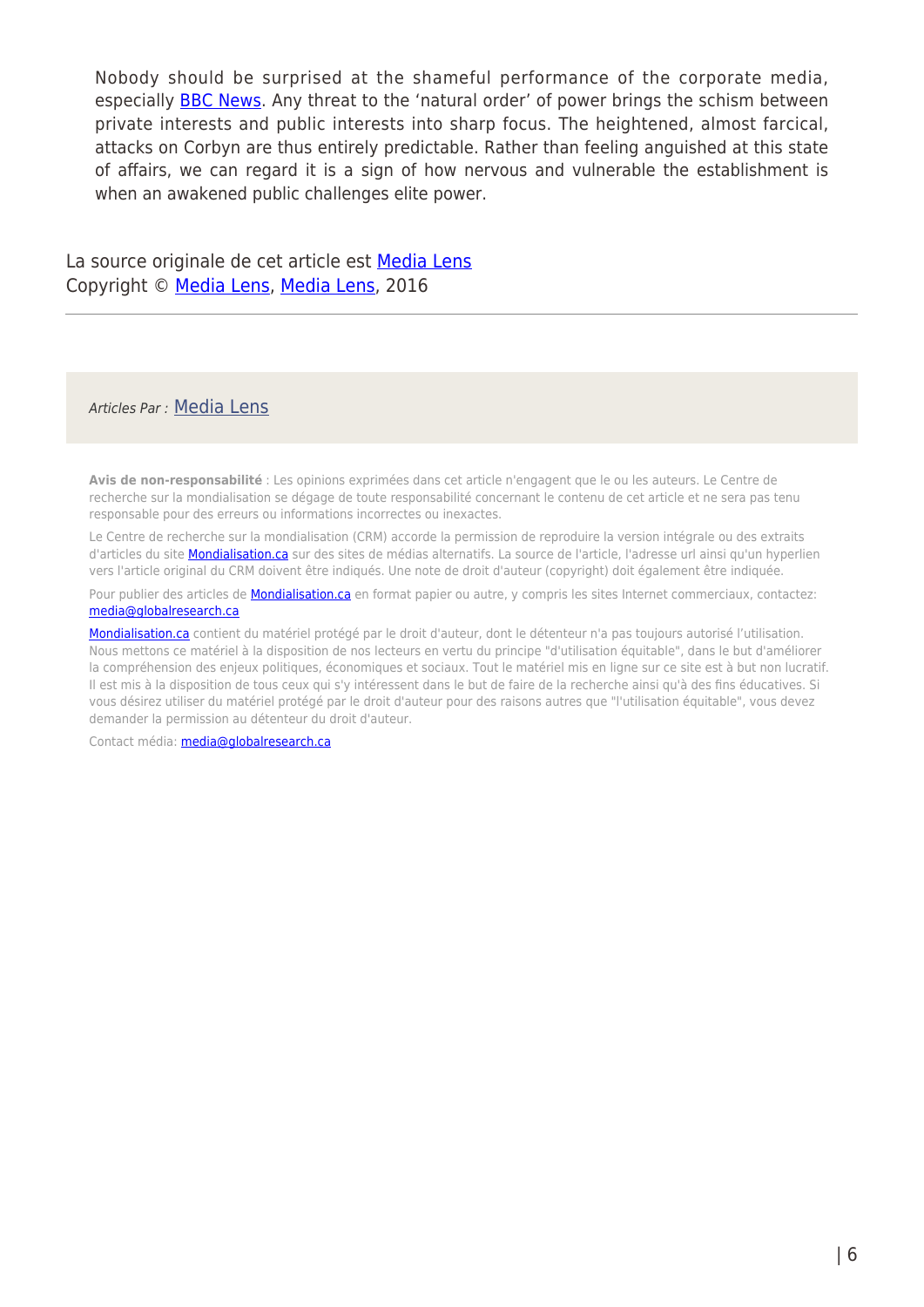Nobody should be surprised at the shameful performance of the corporate media, especially BBC News. Any threat to the 'natural order' of power brings the schism between private interests and public interests into sharp focus. The heightened, almost farcical, attacks on Corbyn are thus entirely predictable. Rather than feeling anguished at this state of affairs, we can regard it is a sign of how nervous and vulnerable the establishment is when an awakened public challenges elite power.

La source originale de cet article est Media Lens
Copyright © Media Lens, Media Lens, 2016

---

*Articles Par :* Media Lens

**Avis de non-responsabilité** : Les opinions exprimées dans cet article n'engagent que le ou les auteurs. Le Centre de recherche sur la mondialisation se dégage de toute responsabilité concernant le contenu de cet article et ne sera pas tenu responsable pour des erreurs ou informations incorrectes ou inexactes.

Le Centre de recherche sur la mondialisation (CRM) accorde la permission de reproduire la version intégrale ou des extraits d'articles du site Mondialisation.ca sur des sites de médias alternatifs. La source de l'article, l'adresse url ainsi qu'un hyperlien vers l'article original du CRM doivent être indiqués. Une note de droit d'auteur (copyright) doit également être indiquée.

Pour publier des articles de Mondialisation.ca en format papier ou autre, y compris les sites Internet commerciaux, contactez: media@globalresearch.ca

Mondialisation.ca contient du matériel protégé par le droit d'auteur, dont le détenteur n'a pas toujours autorisé l'utilisation. Nous mettons ce matériel à la disposition de nos lecteurs en vertu du principe "d'utilisation équitable", dans le but d'améliorer la compréhension des enjeux politiques, économiques et sociaux. Tout le matériel mis en ligne sur ce site est à but non lucratif. Il est mis à la disposition de tous ceux qui s'y intéressent dans le but de faire de la recherche ainsi qu'à des fins éducatives. Si vous désirez utiliser du matériel protégé par le droit d'auteur pour des raisons autres que "l'utilisation équitable", vous devez demander la permission au détenteur du droit d'auteur.

Contact média: media@globalresearch.ca